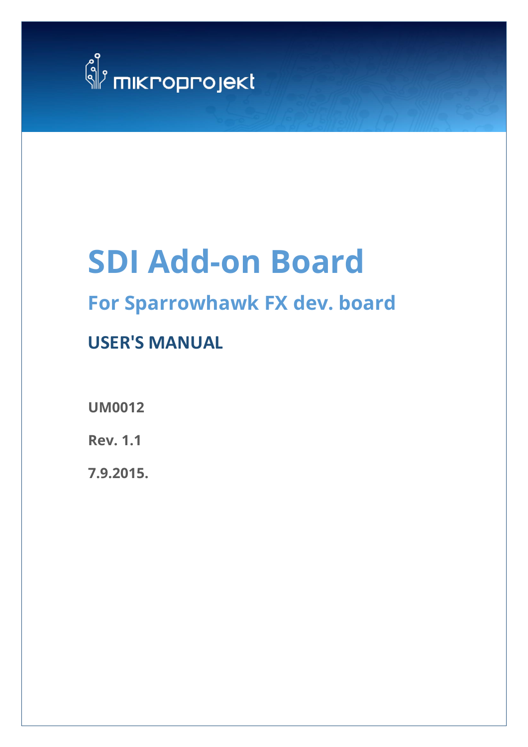mikroprojekt

# SDI Add-on Board

## For Sparrowhawk FX dev. board

### USER'S MANUAL

**UM0012**

**Rev. 1.1**

**7.9.2015.**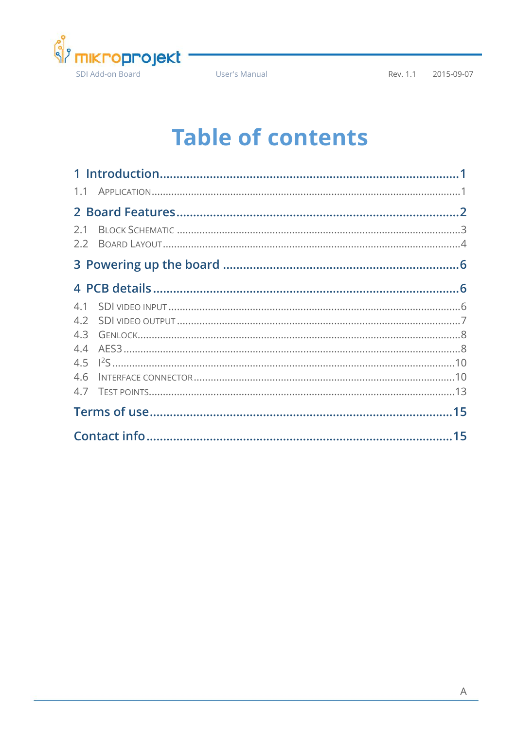# Table of contents

**1 Introduction** ........................................................................................ **1**

1.1 Application ........................................................................................ 1

**2 Board Features** ........................................................................................ **2**

2.1 Block Schematic ........................................................................................ 3

2.2 Board Layout ........................................................................................ 4

**3 Powering up the board** ........................................................................................ **6**

**4 PCB details** ........................................................................................ **6**

4.1 SDI video input ........................................................................................ 6

4.2 SDI video output ........................................................................................ 7

4.3 Genlock ........................................................................................ 8

4.4 AES3 ........................................................................................ 8

4.5 $I^2S$ ........................................................................................ 10

4.6 Interface connector ........................................................................................ 10

4.7 Test points ........................................................................................ 13

**Terms of use** ........................................................................................ **15**

**Contact info** ........................................................................................ **15**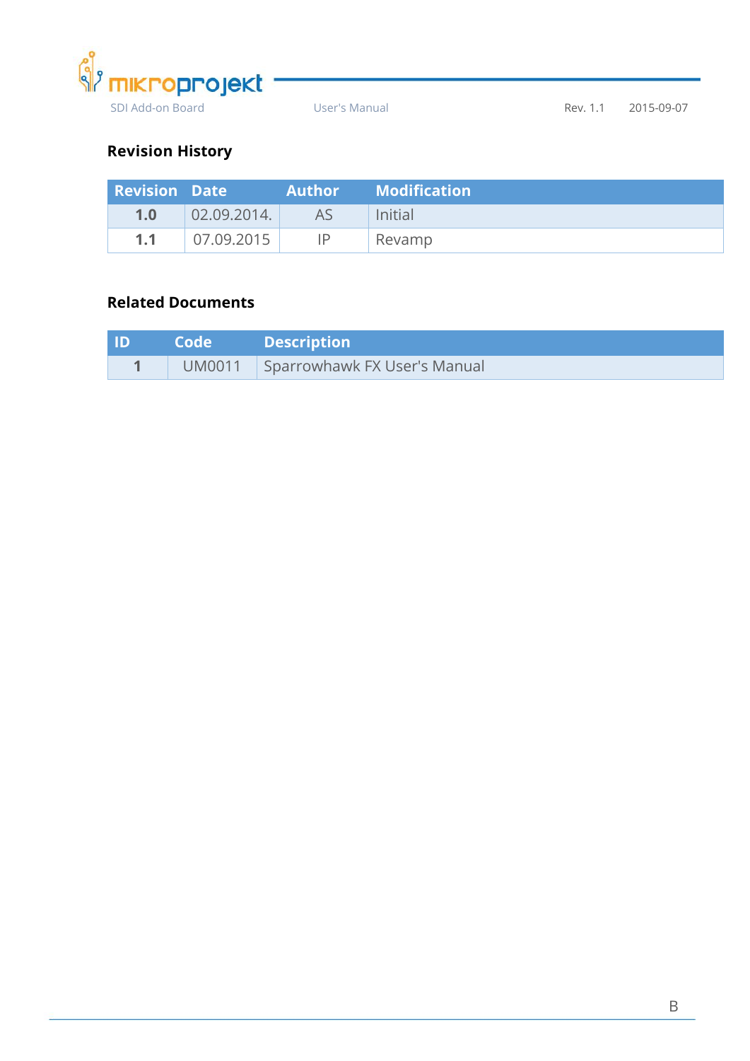## Revision History

| Revision | Date | Author | Modification |
|---|---|---|---|
| **1.0** | 02.09.2014. | AS | Initial |
| **1.1** | 07.09.2015 | IP | Revamp |

## Related Documents

| ID | Code | Description |
|---|---|---|
| **1** | UM0011 | Sparrowhawk FX User's Manual |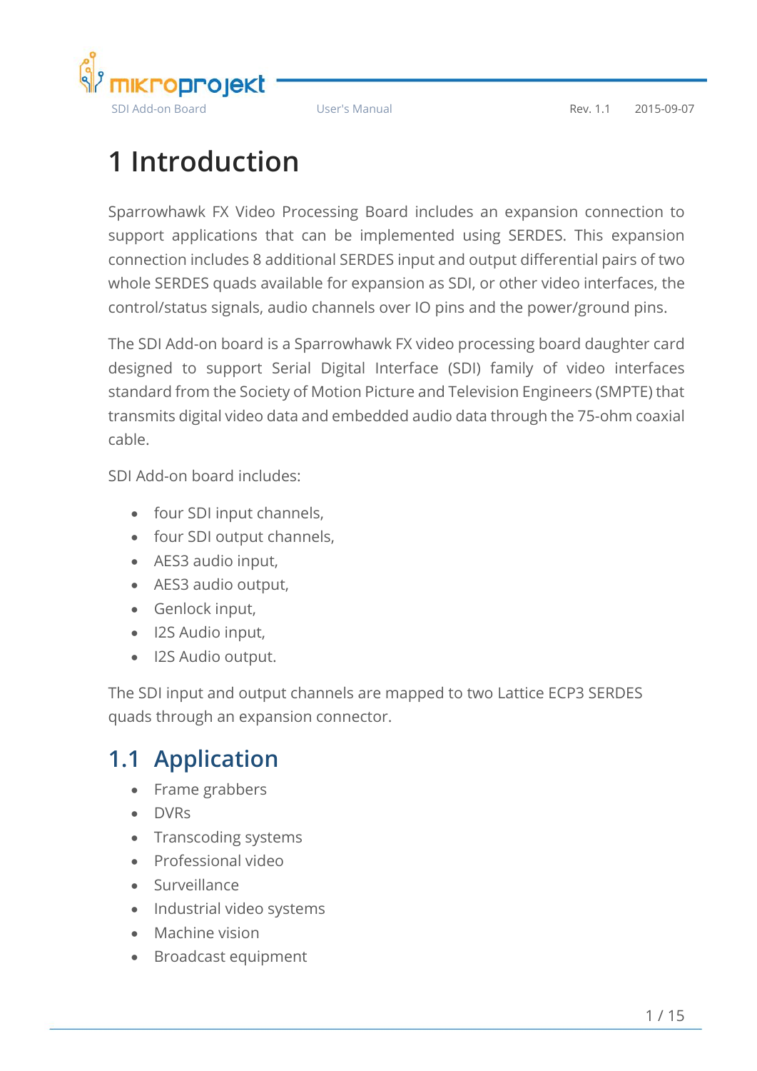# 1 Introduction

Sparrowhawk FX Video Processing Board includes an expansion connection to support applications that can be implemented using SERDES. This expansion connection includes 8 additional SERDES input and output differential pairs of two whole SERDES quads available for expansion as SDI, or other video interfaces, the control/status signals, audio channels over IO pins and the power/ground pins.

The SDI Add-on board is a Sparrowhawk FX video processing board daughter card designed to support Serial Digital Interface (SDI) family of video interfaces standard from the Society of Motion Picture and Television Engineers (SMPTE) that transmits digital video data and embedded audio data through the 75-ohm coaxial cable.

SDI Add-on board includes:

- four SDI input channels,
- four SDI output channels,
- AES3 audio input,
- AES3 audio output,
- Genlock input,
- I2S Audio input,
- I2S Audio output.

The SDI input and output channels are mapped to two Lattice ECP3 SERDES quads through an expansion connector.

## 1.1 Application

- Frame grabbers
- DVRs
- Transcoding systems
- Professional video
- Surveillance
- Industrial video systems
- Machine vision
- Broadcast equipment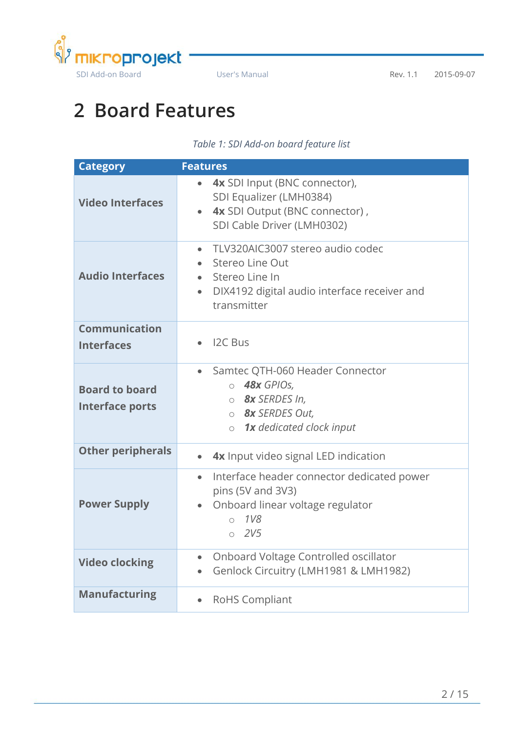# 2 Board Features

*Table 1: SDI Add-on board feature list*

| Category | Features |
|---|---|
| **Video Interfaces** | • **4x** SDI Input (BNC connector), SDI Equalizer (LMH0384)<br>• **4x** SDI Output (BNC connector) , SDI Cable Driver (LMH0302) |
| **Audio Interfaces** | • TLV320AIC3007 stereo audio codec<br>• Stereo Line Out<br>• Stereo Line In<br>• DIX4192 digital audio interface receiver and transmitter |
| **Communication Interfaces** | • I2C Bus |
| **Board to board Interface ports** | • Samtec QTH-060 Header Connector<br>○ ***48x*** *GPIOs,*<br>○ ***8x*** *SERDES In,*<br>○ ***8x*** *SERDES Out,*<br>○ ***1x*** *dedicated clock input* |
| **Other peripherals** | • **4x** Input video signal LED indication |
| **Power Supply** | • Interface header connector dedicated power pins (5V and 3V3)<br>• Onboard linear voltage regulator<br>○ *1V8*<br>○ *2V5* |
| **Video clocking** | • Onboard Voltage Controlled oscillator<br>• Genlock Circuitry (LMH1981 & LMH1982) |
| **Manufacturing** | • RoHS Compliant |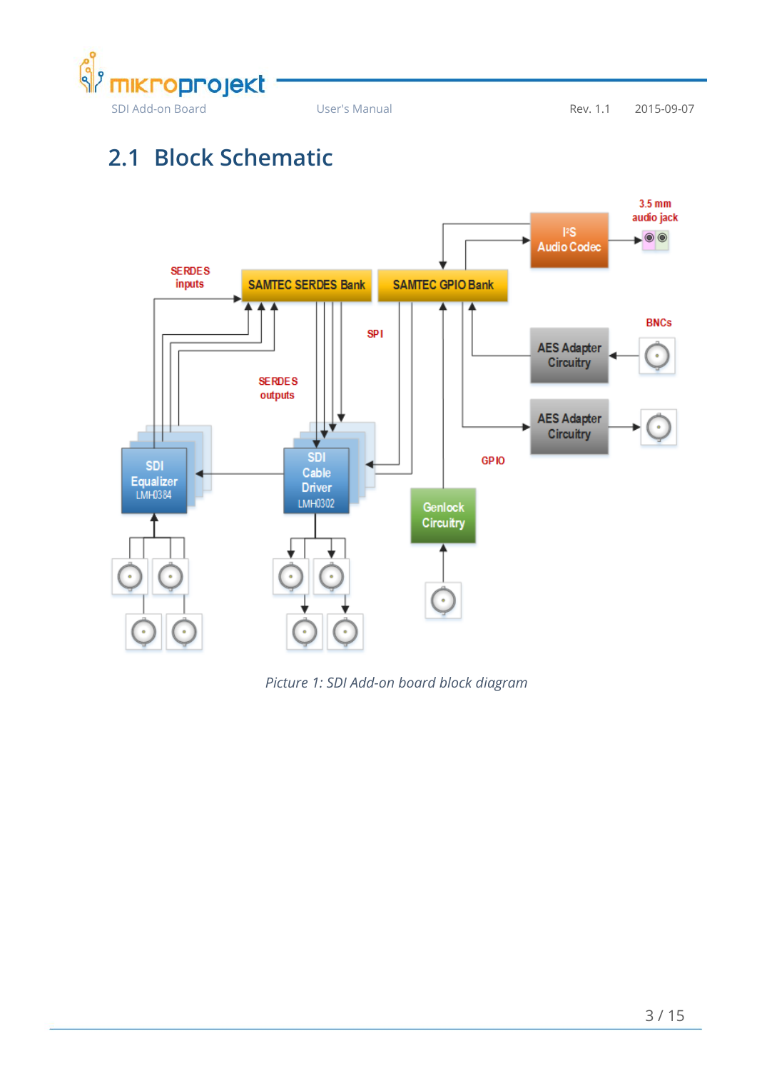## 2.1 Block Schematic

*Picture 1: SDI Add-on board block diagram*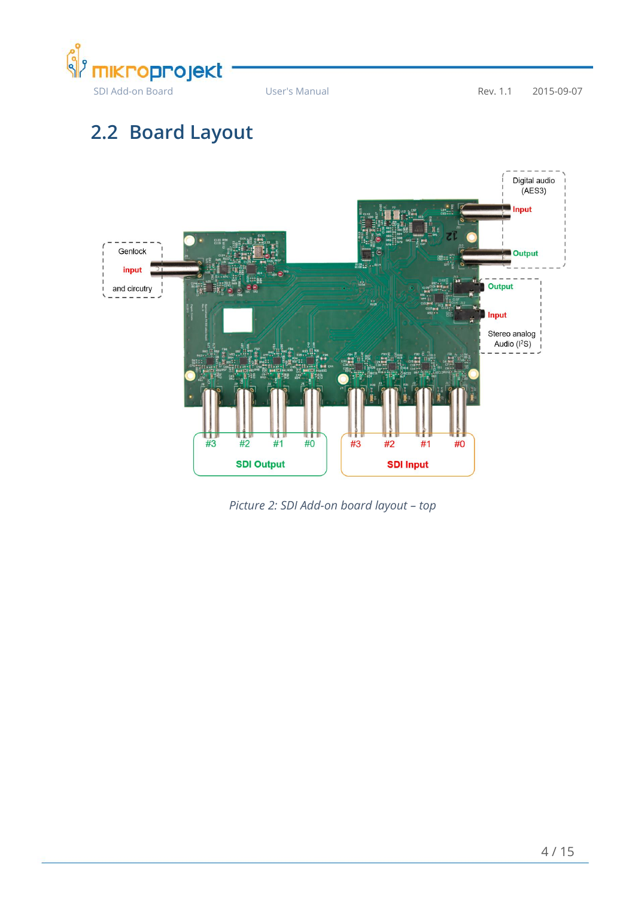## 2.2 Board Layout

Digital audio (AES3)

Input

Output

Genlock

input

and circuitry

Output

Input

Stereo analog Audio ($I^2S$)

#3 #2 #1 #0

SDI Output

#3 #2 #1 #0

SDI Input

*Picture 2: SDI Add-on board layout – top*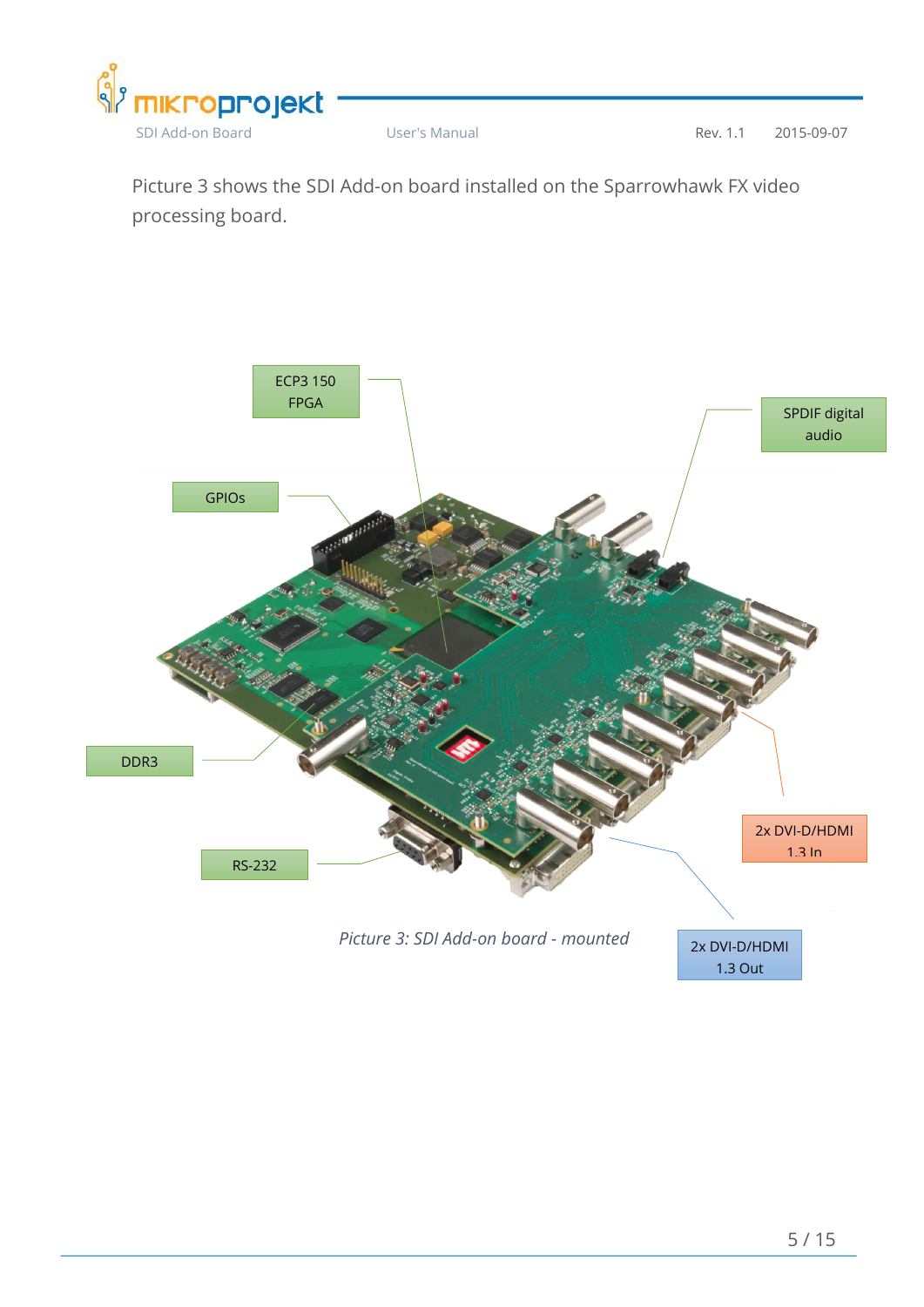Picture 3 shows the SDI Add-on board installed on the Sparrowhawk FX video processing board.

ECP3 150 FPGA

SPDIF digital audio

GPIOs

DDR3

RS-232

2x DVI-D/HDMI 1.3 In

2x DVI-D/HDMI 1.3 Out

*Picture 3: SDI Add-on board - mounted*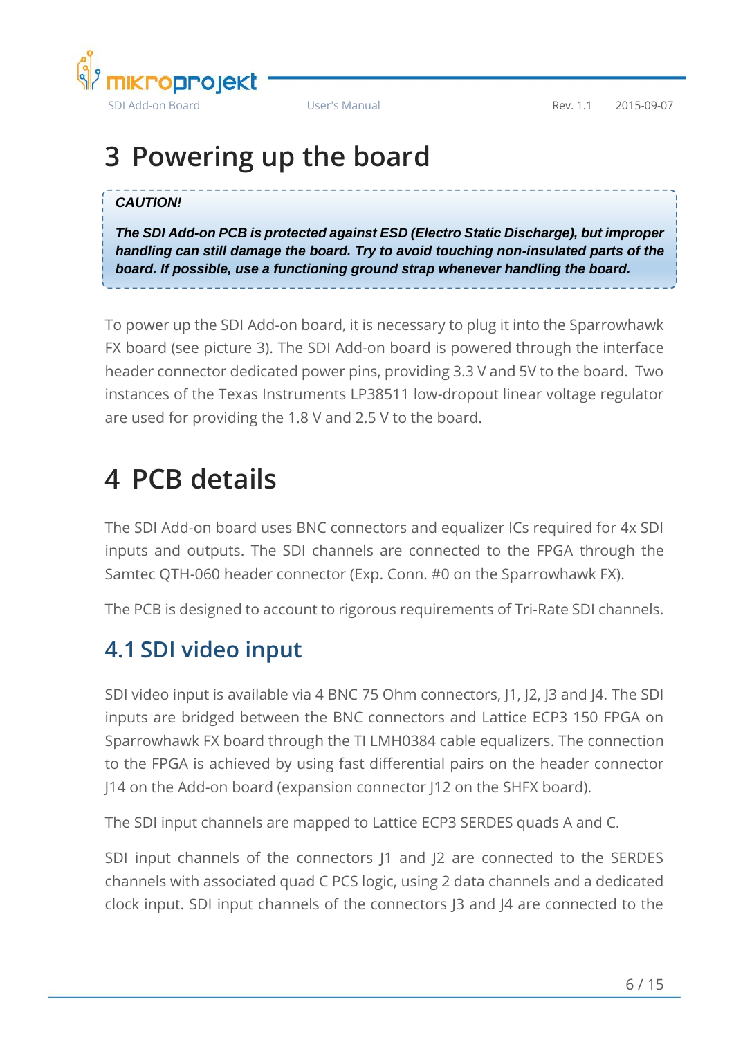# 3 Powering up the board

> ***CAUTION!***
>
> ***The SDI Add-on PCB is protected against ESD (Electro Static Discharge), but improper handling can still damage the board. Try to avoid touching non-insulated parts of the board. If possible, use a functioning ground strap whenever handling the board.***

To power up the SDI Add-on board, it is necessary to plug it into the Sparrowhawk FX board (see picture 3). The SDI Add-on board is powered through the interface header connector dedicated power pins, providing 3.3 V and 5V to the board. Two instances of the Texas Instruments LP38511 low-dropout linear voltage regulator are used for providing the 1.8 V and 2.5 V to the board.

# 4 PCB details

The SDI Add-on board uses BNC connectors and equalizer ICs required for 4x SDI inputs and outputs. The SDI channels are connected to the FPGA through the Samtec QTH-060 header connector (Exp. Conn. #0 on the Sparrowhawk FX).

The PCB is designed to account to rigorous requirements of Tri-Rate SDI channels.

## 4.1 SDI video input

SDI video input is available via 4 BNC 75 Ohm connectors, J1, J2, J3 and J4. The SDI inputs are bridged between the BNC connectors and Lattice ECP3 150 FPGA on Sparrowhawk FX board through the TI LMH0384 cable equalizers. The connection to the FPGA is achieved by using fast differential pairs on the header connector J14 on the Add-on board (expansion connector J12 on the SHFX board).

The SDI input channels are mapped to Lattice ECP3 SERDES quads A and C.

SDI input channels of the connectors J1 and J2 are connected to the SERDES channels with associated quad C PCS logic, using 2 data channels and a dedicated clock input. SDI input channels of the connectors J3 and J4 are connected to the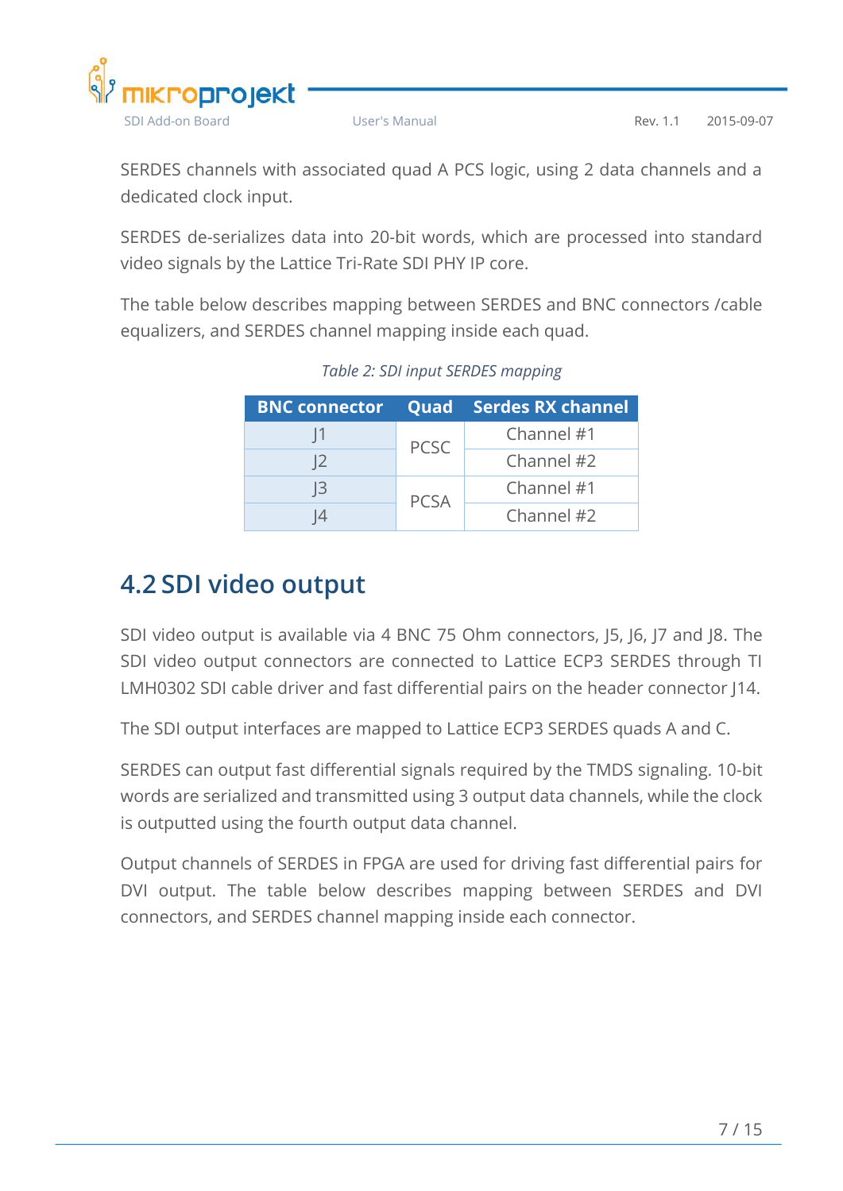SERDES channels with associated quad A PCS logic, using 2 data channels and a dedicated clock input.

SERDES de-serializes data into 20-bit words, which are processed into standard video signals by the Lattice Tri-Rate SDI PHY IP core.

The table below describes mapping between SERDES and BNC connectors /cable equalizers, and SERDES channel mapping inside each quad.

*Table 2: SDI input SERDES mapping*

| BNC connector | Quad | Serdes RX channel |
|---|---|---|
| J1 | PCSC | Channel #1 |
| J2 | | Channel #2 |
| J3 | PCSA | Channel #1 |
| J4 | | Channel #2 |

## 4.2 SDI video output

SDI video output is available via 4 BNC 75 Ohm connectors, J5, J6, J7 and J8. The SDI video output connectors are connected to Lattice ECP3 SERDES through TI LMH0302 SDI cable driver and fast differential pairs on the header connector J14.

The SDI output interfaces are mapped to Lattice ECP3 SERDES quads A and C.

SERDES can output fast differential signals required by the TMDS signaling. 10-bit words are serialized and transmitted using 3 output data channels, while the clock is outputted using the fourth output data channel.

Output channels of SERDES in FPGA are used for driving fast differential pairs for DVI output. The table below describes mapping between SERDES and DVI connectors, and SERDES channel mapping inside each connector.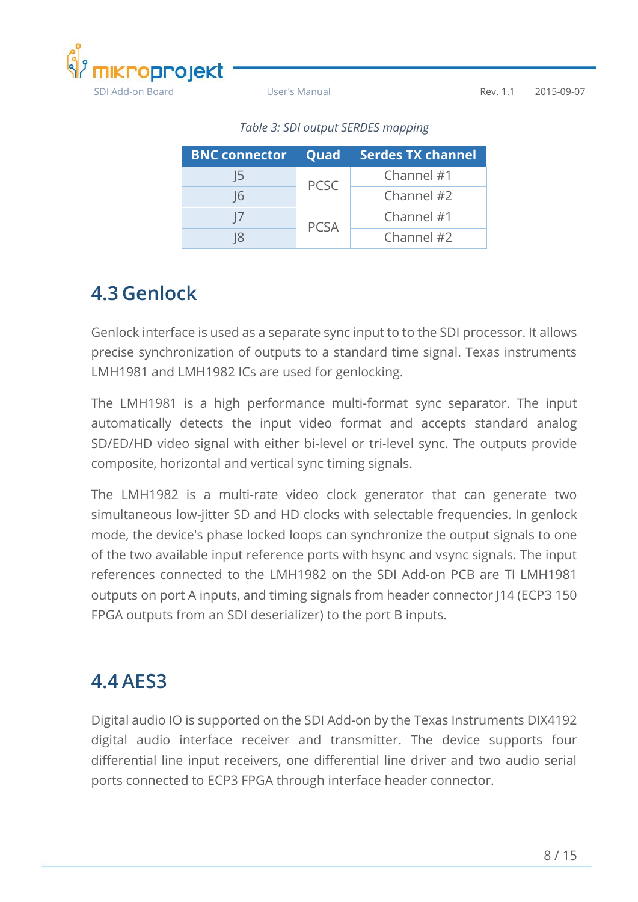*Table 3: SDI output SERDES mapping*

| BNC connector | Quad | Serdes TX channel |
|---|---|---|
| J5 | PCSC | Channel #1 |
| J6 | | Channel #2 |
| J7 | PCSA | Channel #1 |
| J8 | | Channel #2 |

## 4.3 Genlock

Genlock interface is used as a separate sync input to to the SDI processor. It allows precise synchronization of outputs to a standard time signal. Texas instruments LMH1981 and LMH1982 ICs are used for genlocking.

The LMH1981 is a high performance multi-format sync separator. The input automatically detects the input video format and accepts standard analog SD/ED/HD video signal with either bi-level or tri-level sync. The outputs provide composite, horizontal and vertical sync timing signals.

The LMH1982 is a multi-rate video clock generator that can generate two simultaneous low-jitter SD and HD clocks with selectable frequencies. In genlock mode, the device's phase locked loops can synchronize the output signals to one of the two available input reference ports with hsync and vsync signals. The input references connected to the LMH1982 on the SDI Add-on PCB are TI LMH1981 outputs on port A inputs, and timing signals from header connector J14 (ECP3 150 FPGA outputs from an SDI deserializer) to the port B inputs.

## 4.4 AES3

Digital audio IO is supported on the SDI Add-on by the Texas Instruments DIX4192 digital audio interface receiver and transmitter. The device supports four differential line input receivers, one differential line driver and two audio serial ports connected to ECP3 FPGA through interface header connector.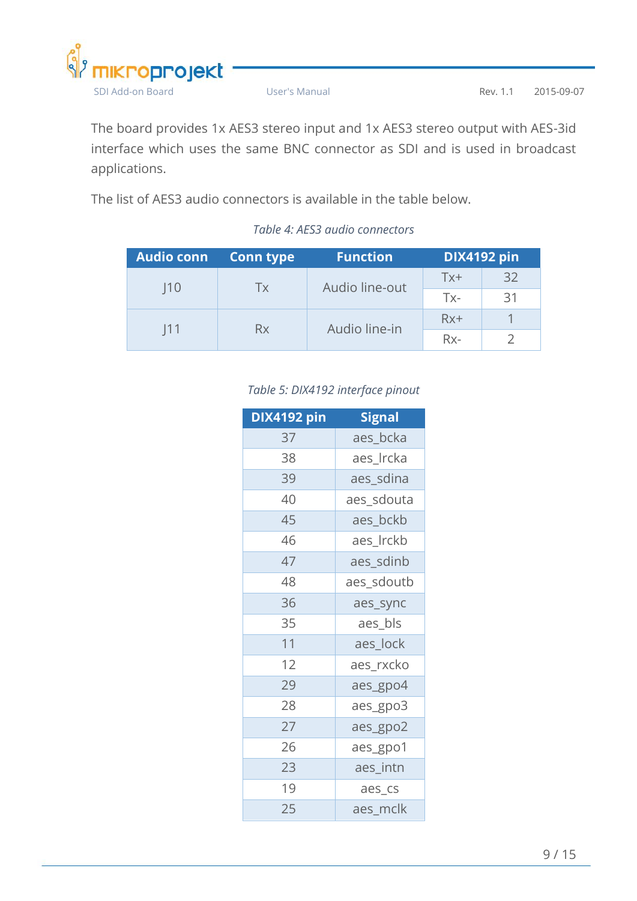The board provides 1x AES3 stereo input and 1x AES3 stereo output with AES-3id interface which uses the same BNC connector as SDI and is used in broadcast applications.

The list of AES3 audio connectors is available in the table below.

*Table 4: AES3 audio connectors*

| Audio conn | Conn type | Function | DIX4192 pin | |
|---|---|---|---|---|
| J10 | Tx | Audio line-out | Tx+ | 32 |
| | | | Tx- | 31 |
| J11 | Rx | Audio line-in | Rx+ | 1 |
| | | | Rx- | 2 |

*Table 5: DIX4192 interface pinout*

| DIX4192 pin | Signal |
|---|---|
| 37 | aes_bcka |
| 38 | aes_lrcka |
| 39 | aes_sdina |
| 40 | aes_sdouta |
| 45 | aes_bckb |
| 46 | aes_lrckb |
| 47 | aes_sdinb |
| 48 | aes_sdoutb |
| 36 | aes_sync |
| 35 | aes_bls |
| 11 | aes_lock |
| 12 | aes_rxcko |
| 29 | aes_gpo4 |
| 28 | aes_gpo3 |
| 27 | aes_gpo2 |
| 26 | aes_gpo1 |
| 23 | aes_intn |
| 19 | aes_cs |
| 25 | aes_mclk |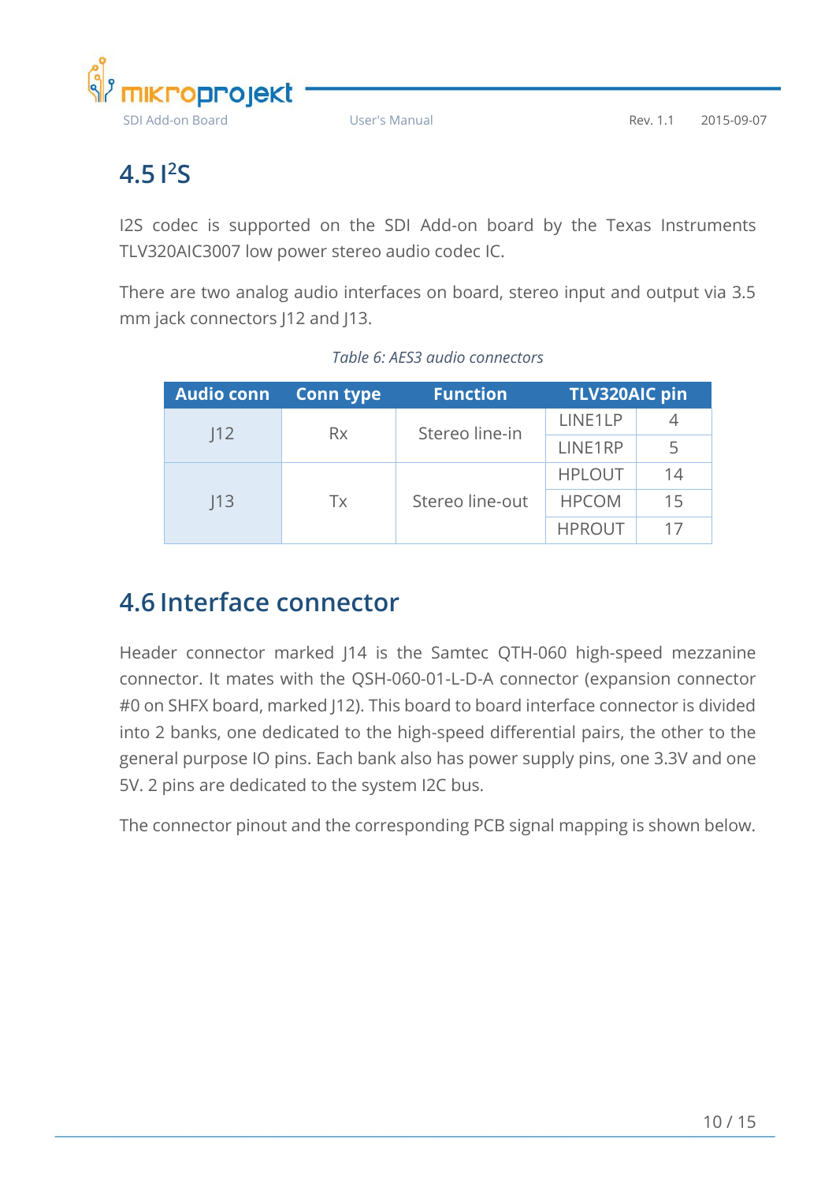## 4.5 I$^2$S

I2S codec is supported on the SDI Add-on board by the Texas Instruments TLV320AIC3007 low power stereo audio codec IC.

There are two analog audio interfaces on board, stereo input and output via 3.5 mm jack connectors J12 and J13.

*Table 6: AES3 audio connectors*

| Audio conn | Conn type | Function | TLV320AIC pin | |
|---|---|---|---|---|
| J12 | Rx | Stereo line-in | LINE1LP | 4 |
| | | | LINE1RP | 5 |
| J13 | Tx | Stereo line-out | HPLOUT | 14 |
| | | | HPCOM | 15 |
| | | | HPROUT | 17 |

## 4.6 Interface connector

Header connector marked J14 is the Samtec QTH-060 high-speed mezzanine connector. It mates with the QSH-060-01-L-D-A connector (expansion connector #0 on SHFX board, marked J12). This board to board interface connector is divided into 2 banks, one dedicated to the high-speed differential pairs, the other to the general purpose IO pins. Each bank also has power supply pins, one 3.3V and one 5V. 2 pins are dedicated to the system I2C bus.

The connector pinout and the corresponding PCB signal mapping is shown below.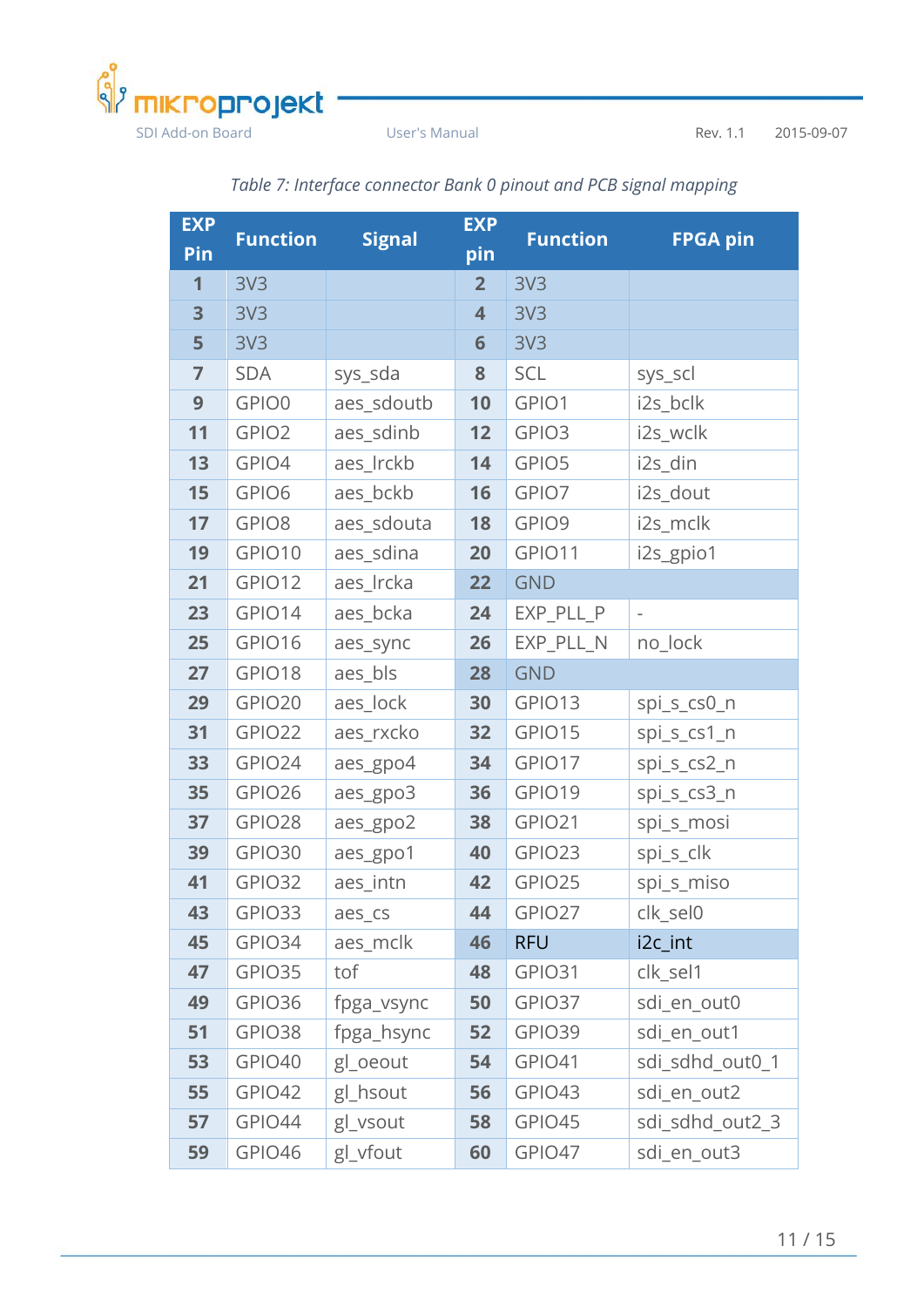*Table 7: Interface connector Bank 0 pinout and PCB signal mapping*

| EXP Pin | Function | Signal | EXP pin | Function | FPGA pin |
|---|---|---|---|---|---|
| 1 | 3V3 | | 2 | 3V3 | |
| 3 | 3V3 | | 4 | 3V3 | |
| 5 | 3V3 | | 6 | 3V3 | |
| 7 | SDA | sys_sda | 8 | SCL | sys_scl |
| 9 | GPIO0 | aes_sdoutb | 10 | GPIO1 | i2s_bclk |
| 11 | GPIO2 | aes_sdinb | 12 | GPIO3 | i2s_wclk |
| 13 | GPIO4 | aes_lrckb | 14 | GPIO5 | i2s_din |
| 15 | GPIO6 | aes_bckb | 16 | GPIO7 | i2s_dout |
| 17 | GPIO8 | aes_sdouta | 18 | GPIO9 | i2s_mclk |
| 19 | GPIO10 | aes_sdina | 20 | GPIO11 | i2s_gpio1 |
| 21 | GPIO12 | aes_lrcka | 22 | GND | |
| 23 | GPIO14 | aes_bcka | 24 | EXP_PLL_P | - |
| 25 | GPIO16 | aes_sync | 26 | EXP_PLL_N | no_lock |
| 27 | GPIO18 | aes_bls | 28 | GND | |
| 29 | GPIO20 | aes_lock | 30 | GPIO13 | spi_s_cs0_n |
| 31 | GPIO22 | aes_rxcko | 32 | GPIO15 | spi_s_cs1_n |
| 33 | GPIO24 | aes_gpo4 | 34 | GPIO17 | spi_s_cs2_n |
| 35 | GPIO26 | aes_gpo3 | 36 | GPIO19 | spi_s_cs3_n |
| 37 | GPIO28 | aes_gpo2 | 38 | GPIO21 | spi_s_mosi |
| 39 | GPIO30 | aes_gpo1 | 40 | GPIO23 | spi_s_clk |
| 41 | GPIO32 | aes_intn | 42 | GPIO25 | spi_s_miso |
| 43 | GPIO33 | aes_cs | 44 | GPIO27 | clk_sel0 |
| 45 | GPIO34 | aes_mclk | 46 | RFU | i2c_int |
| 47 | GPIO35 | tof | 48 | GPIO31 | clk_sel1 |
| 49 | GPIO36 | fpga_vsync | 50 | GPIO37 | sdi_en_out0 |
| 51 | GPIO38 | fpga_hsync | 52 | GPIO39 | sdi_en_out1 |
| 53 | GPIO40 | gl_oeout | 54 | GPIO41 | sdi_sdhd_out0_1 |
| 55 | GPIO42 | gl_hsout | 56 | GPIO43 | sdi_en_out2 |
| 57 | GPIO44 | gl_vsout | 58 | GPIO45 | sdi_sdhd_out2_3 |
| 59 | GPIO46 | gl_vfout | 60 | GPIO47 | sdi_en_out3 |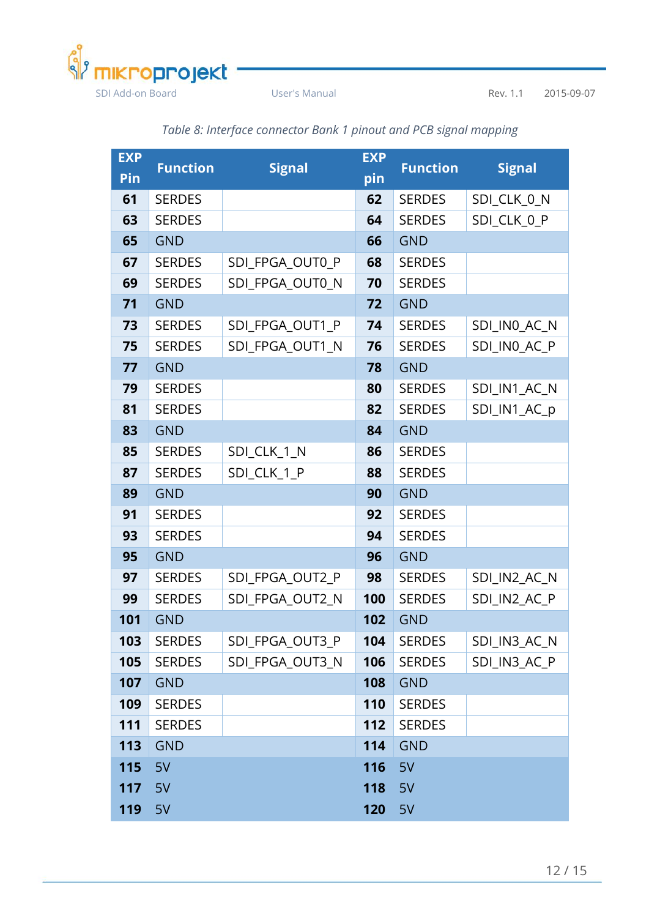*Table 8: Interface connector Bank 1 pinout and PCB signal mapping*

| EXP Pin | Function | Signal | EXP pin | Function | Signal |
|---|---|---|---|---|---|
| 61 | SERDES | | 62 | SERDES | SDI_CLK_0_N |
| 63 | SERDES | | 64 | SERDES | SDI_CLK_0_P |
| 65 | GND | | 66 | GND | |
| 67 | SERDES | SDI_FPGA_OUT0_P | 68 | SERDES | |
| 69 | SERDES | SDI_FPGA_OUT0_N | 70 | SERDES | |
| 71 | GND | | 72 | GND | |
| 73 | SERDES | SDI_FPGA_OUT1_P | 74 | SERDES | SDI_IN0_AC_N |
| 75 | SERDES | SDI_FPGA_OUT1_N | 76 | SERDES | SDI_IN0_AC_P |
| 77 | GND | | 78 | GND | |
| 79 | SERDES | | 80 | SERDES | SDI_IN1_AC_N |
| 81 | SERDES | | 82 | SERDES | SDI_IN1_AC_p |
| 83 | GND | | 84 | GND | |
| 85 | SERDES | SDI_CLK_1_N | 86 | SERDES | |
| 87 | SERDES | SDI_CLK_1_P | 88 | SERDES | |
| 89 | GND | | 90 | GND | |
| 91 | SERDES | | 92 | SERDES | |
| 93 | SERDES | | 94 | SERDES | |
| 95 | GND | | 96 | GND | |
| 97 | SERDES | SDI_FPGA_OUT2_P | 98 | SERDES | SDI_IN2_AC_N |
| 99 | SERDES | SDI_FPGA_OUT2_N | 100 | SERDES | SDI_IN2_AC_P |
| 101 | GND | | 102 | GND | |
| 103 | SERDES | SDI_FPGA_OUT3_P | 104 | SERDES | SDI_IN3_AC_N |
| 105 | SERDES | SDI_FPGA_OUT3_N | 106 | SERDES | SDI_IN3_AC_P |
| 107 | GND | | 108 | GND | |
| 109 | SERDES | | 110 | SERDES | |
| 111 | SERDES | | 112 | SERDES | |
| 113 | GND | | 114 | GND | |
| 115 | 5V | | 116 | 5V | |
| 117 | 5V | | 118 | 5V | |
| 119 | 5V | | 120 | 5V | |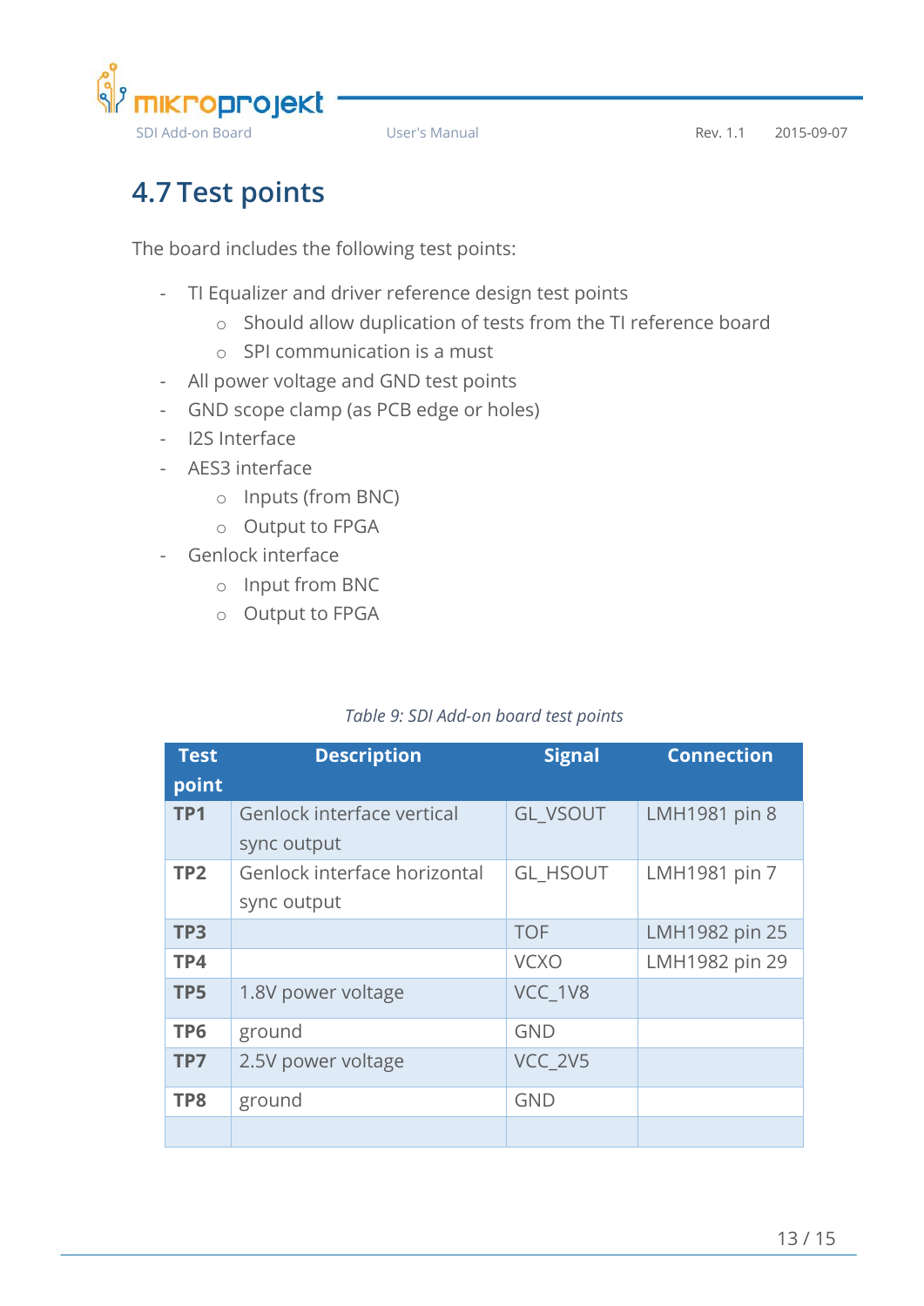## 4.7 Test points

The board includes the following test points:

- TI Equalizer and driver reference design test points
  - Should allow duplication of tests from the TI reference board
  - SPI communication is a must
- All power voltage and GND test points
- GND scope clamp (as PCB edge or holes)
- I2S Interface
- AES3 interface
  - Inputs (from BNC)
  - Output to FPGA
- Genlock interface
  - Input from BNC
  - Output to FPGA

*Table 9: SDI Add-on board test points*

| Test point | Description | Signal | Connection |
|---|---|---|---|
| **TP1** | Genlock interface vertical sync output | GL_VSOUT | LMH1981 pin 8 |
| **TP2** | Genlock interface horizontal sync output | GL_HSOUT | LMH1981 pin 7 |
| **TP3** | | TOF | LMH1982 pin 25 |
| **TP4** | | VCXO | LMH1982 pin 29 |
| **TP5** | 1.8V power voltage | VCC_1V8 | |
| **TP6** | ground | GND | |
| **TP7** | 2.5V power voltage | VCC_2V5 | |
| **TP8** | ground | GND | |
| | | | |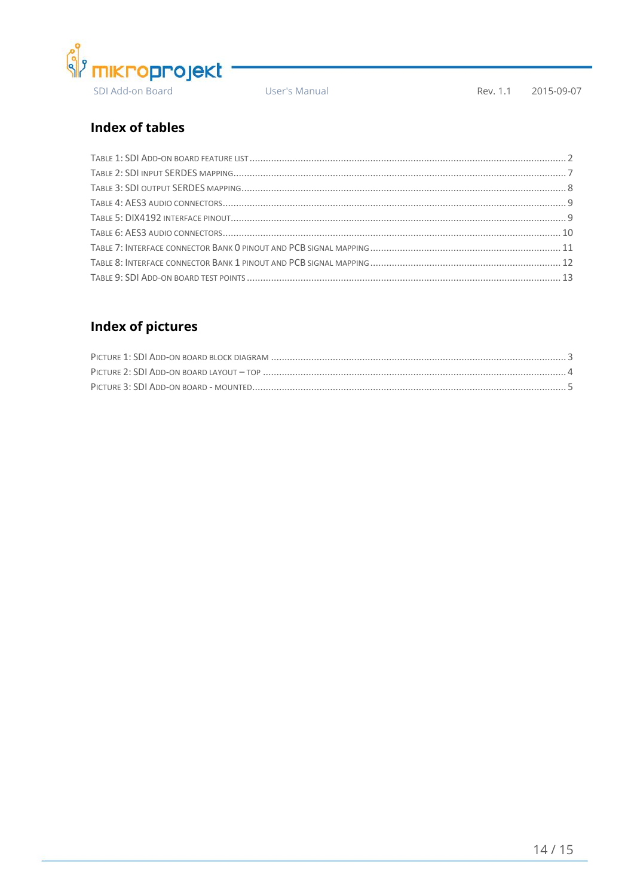## Index of tables

TABLE 1: SDI ADD-ON BOARD FEATURE LIST ........................................................................................................ 2
TABLE 2: SDI INPUT SERDES MAPPING ............................................................................................................... 7
TABLE 3: SDI OUTPUT SERDES MAPPING ............................................................................................................ 8
TABLE 4: AES3 AUDIO CONNECTORS ................................................................................................................... 9
TABLE 5: DIX4192 INTERFACE PINOUT ................................................................................................................ 9
TABLE 6: AES3 AUDIO CONNECTORS ................................................................................................................. 10
TABLE 7: INTERFACE CONNECTOR BANK 0 PINOUT AND PCB SIGNAL MAPPING ........................................................... 11
TABLE 8: INTERFACE CONNECTOR BANK 1 PINOUT AND PCB SIGNAL MAPPING ........................................................... 12
TABLE 9: SDI ADD-ON BOARD TEST POINTS ........................................................................................................ 13

## Index of pictures

PICTURE 1: SDI ADD-ON BOARD BLOCK DIAGRAM .................................................................................................. 3
PICTURE 2: SDI ADD-ON BOARD LAYOUT – TOP ..................................................................................................... 4
PICTURE 3: SDI ADD-ON BOARD - MOUNTED .......................................................................................................... 5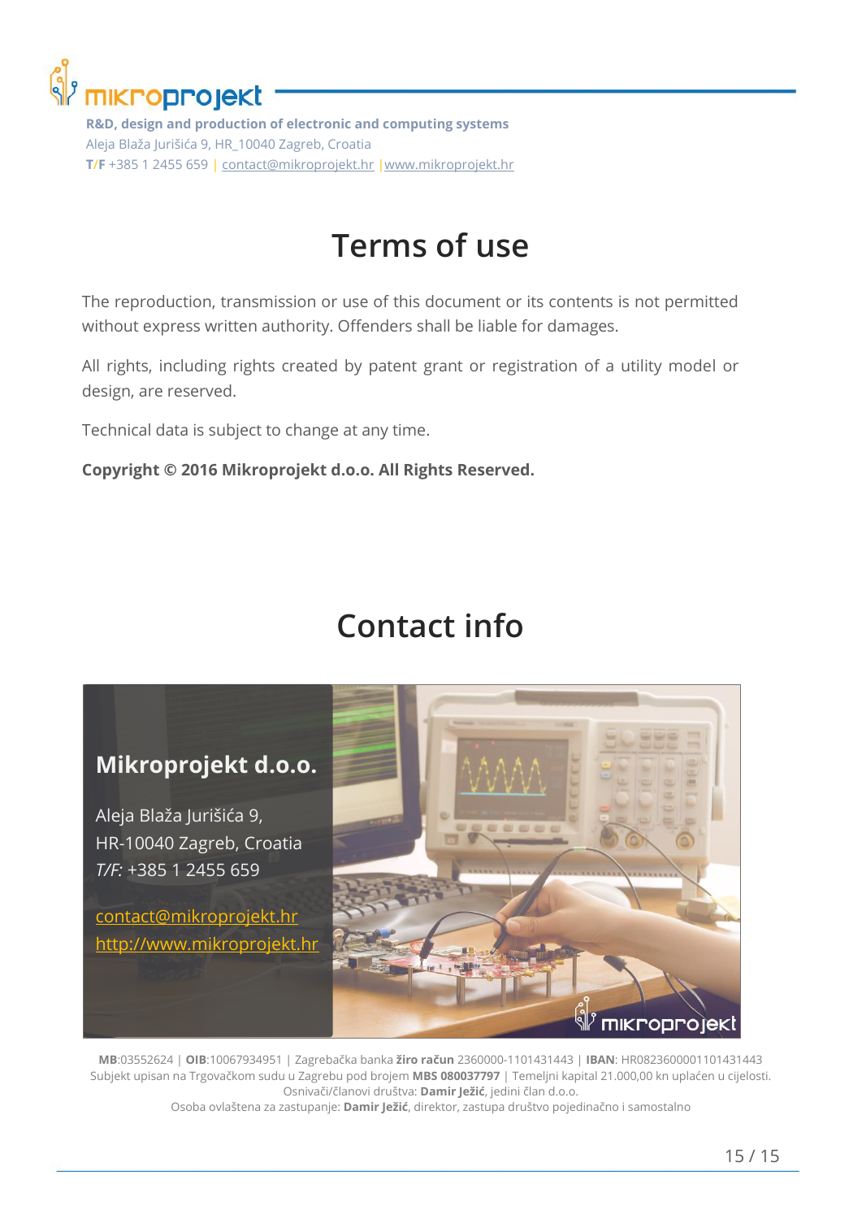**mikroprojekt**

**R&D, design and production of electronic and computing systems**
Aleja Blaža Jurišića 9, HR_10040 Zagreb, Croatia
**T/F** +385 1 2455 659 | contact@mikroprojekt.hr | www.mikroprojekt.hr

# Terms of use

The reproduction, transmission or use of this document or its contents is not permitted without express written authority. Offenders shall be liable for damages.

All rights, including rights created by patent grant or registration of a utility model or design, are reserved.

Technical data is subject to change at any time.

**Copyright © 2016 Mikroprojekt d.o.o. All Rights Reserved.**

# Contact info

**Mikroprojekt d.o.o.**

Aleja Blaža Jurišića 9,
HR-10040 Zagreb, Croatia
*T/F:* +385 1 2455 659

contact@mikroprojekt.hr
http://www.mikroprojekt.hr

**MB**:03552624 | **OIB**:10067934951 | Zagrebačka banka **žiro račun** 2360000-1101431443 | **IBAN**: HR0823600001101431443
Subjekt upisan na Trgovačkom sudu u Zagrebu pod brojem **MBS 080037797** | Temeljni kapital 21.000,00 kn uplaćen u cijelosti.
Osnivači/članovi društva: **Damir Ježić**, jedini član d.o.o.
Osoba ovlaštena za zastupanje: **Damir Ježić**, direktor, zastupa društvo pojedinačno i samostalno